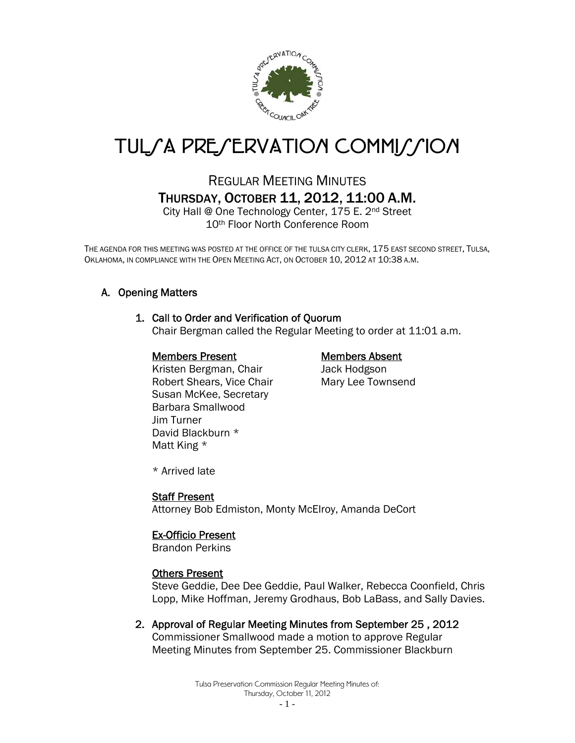# TULSA PRESERVATION COMMISSION

## REGULAR MEETING MINUTES
## THURSDAY, OCTOBER 11, 2012, 11:00 A.M.

City Hall @ One Technology Center, 175 E. 2nd Street
10th Floor North Conference Room

THE AGENDA FOR THIS MEETING WAS POSTED AT THE OFFICE OF THE TULSA CITY CLERK, 175 EAST SECOND STREET, TULSA, OKLAHOMA, IN COMPLIANCE WITH THE OPEN MEETING ACT, ON OCTOBER 10, 2012 AT 10:38 A.M.

### A. Opening Matters

#### 1. Call to Order and Verification of Quorum

Chair Bergman called the Regular Meeting to order at 11:01 a.m.

**Members Present**

Kristen Bergman, Chair
Robert Shears, Vice Chair
Susan McKee, Secretary
Barbara Smallwood
Jim Turner
David Blackburn *
Matt King *

**Members Absent**

Jack Hodgson
Mary Lee Townsend

* Arrived late

**Staff Present**

Attorney Bob Edmiston, Monty McElroy, Amanda DeCort

**Ex-Officio Present**

Brandon Perkins

**Others Present**

Steve Geddie, Dee Dee Geddie, Paul Walker, Rebecca Coonfield, Chris Lopp, Mike Hoffman, Jeremy Grodhaus, Bob LaBass, and Sally Davies.

#### 2. Approval of Regular Meeting Minutes from September 25 , 2012

Commissioner Smallwood made a motion to approve Regular Meeting Minutes from September 25. Commissioner Blackburn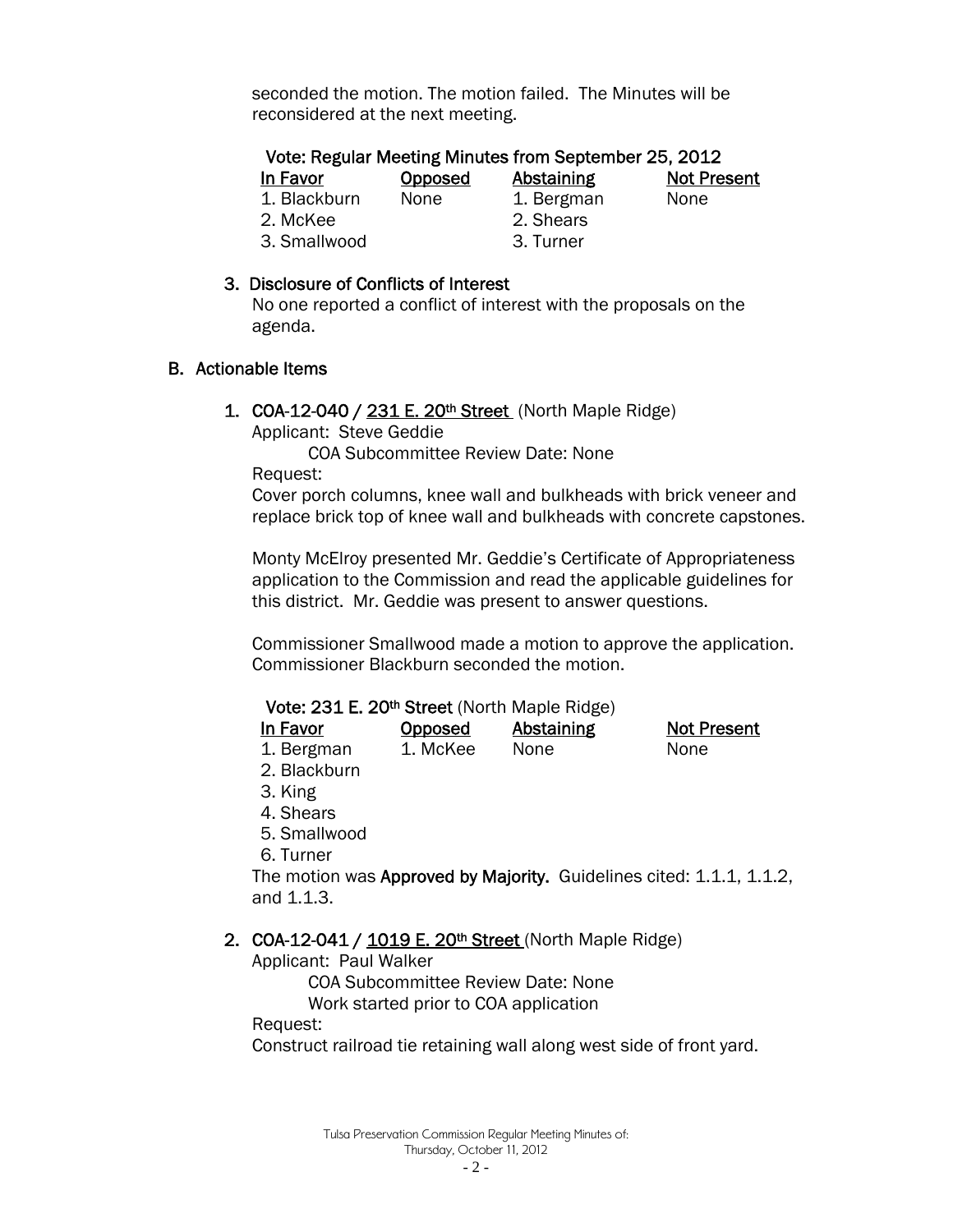seconded the motion. The motion failed. The Minutes will be reconsidered at the next meeting.

**Vote: Regular Meeting Minutes from September 25, 2012**

| In Favor | Opposed | Abstaining | Not Present |
|---|---|---|---|
| 1. Blackburn | None | 1. Bergman | None |
| 2. McKee | | 2. Shears | |
| 3. Smallwood | | 3. Turner | |

3. **Disclosure of Conflicts of Interest**
   No one reported a conflict of interest with the proposals on the agenda.

## B. Actionable Items

1. **COA-12-040 / 231 E. 20th Street** (North Maple Ridge)
   Applicant: Steve Geddie
   COA Subcommittee Review Date: None
   Request:
   Cover porch columns, knee wall and bulkheads with brick veneer and replace brick top of knee wall and bulkheads with concrete capstones.

   Monty McElroy presented Mr. Geddie's Certificate of Appropriateness application to the Commission and read the applicable guidelines for this district. Mr. Geddie was present to answer questions.

   Commissioner Smallwood made a motion to approve the application. Commissioner Blackburn seconded the motion.

   **Vote: 231 E. 20th Street** (North Maple Ridge)

| In Favor | Opposed | Abstaining | Not Present |
|---|---|---|---|
| 1. Bergman | 1. McKee | None | None |
| 2. Blackburn | | | |
| 3. King | | | |
| 4. Shears | | | |
| 5. Smallwood | | | |
| 6. Turner | | | |

   The motion was **Approved by Majority.** Guidelines cited: 1.1.1, 1.1.2, and 1.1.3.

2. **COA-12-041 / 1019 E. 20th Street** (North Maple Ridge)
   Applicant: Paul Walker
   COA Subcommittee Review Date: None
   Work started prior to COA application
   Request:
   Construct railroad tie retaining wall along west side of front yard.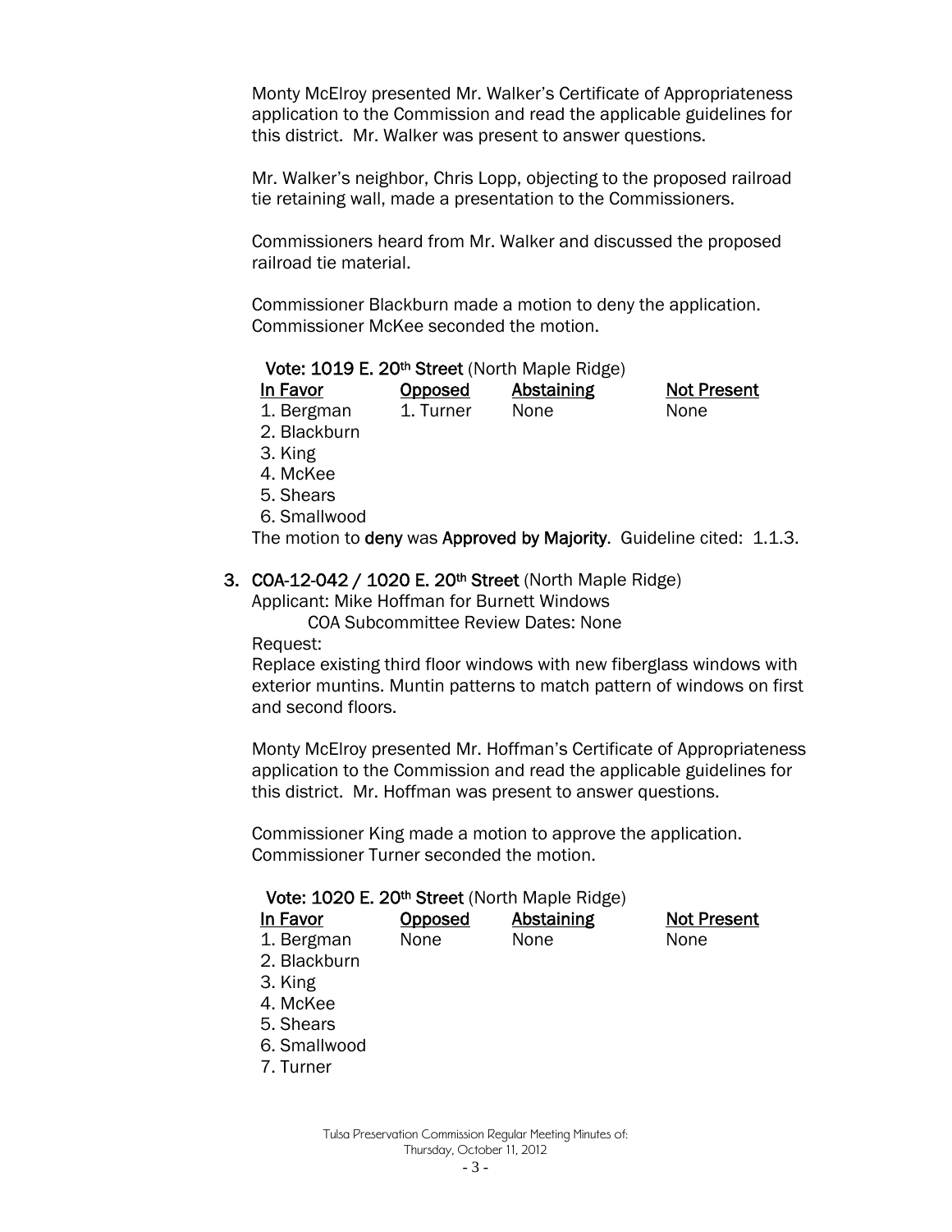Monty McElroy presented Mr. Walker's Certificate of Appropriateness application to the Commission and read the applicable guidelines for this district. Mr. Walker was present to answer questions.

Mr. Walker's neighbor, Chris Lopp, objecting to the proposed railroad tie retaining wall, made a presentation to the Commissioners.

Commissioners heard from Mr. Walker and discussed the proposed railroad tie material.

Commissioner Blackburn made a motion to deny the application. Commissioner McKee seconded the motion.

**Vote: 1019 E. 20th Street** (North Maple Ridge)

| In Favor | Opposed | Abstaining | Not Present |
|---|---|---|---|
| 1. Bergman | 1. Turner | None | None |
| 2. Blackburn | | | |
| 3. King | | | |
| 4. McKee | | | |
| 5. Shears | | | |
| 6. Smallwood | | | |

The motion to **deny** was **Approved by Majority**. Guideline cited: 1.1.3.

3. **COA-12-042 / 1020 E. 20th Street** (North Maple Ridge)
   Applicant: Mike Hoffman for Burnett Windows
   COA Subcommittee Review Dates: None
   Request:
   Replace existing third floor windows with new fiberglass windows with exterior muntins. Muntin patterns to match pattern of windows on first and second floors.

   Monty McElroy presented Mr. Hoffman's Certificate of Appropriateness application to the Commission and read the applicable guidelines for this district. Mr. Hoffman was present to answer questions.

   Commissioner King made a motion to approve the application. Commissioner Turner seconded the motion.

**Vote: 1020 E. 20th Street** (North Maple Ridge)

| In Favor | Opposed | Abstaining | Not Present |
|---|---|---|---|
| 1. Bergman | None | None | None |
| 2. Blackburn | | | |
| 3. King | | | |
| 4. McKee | | | |
| 5. Shears | | | |
| 6. Smallwood | | | |
| 7. Turner | | | |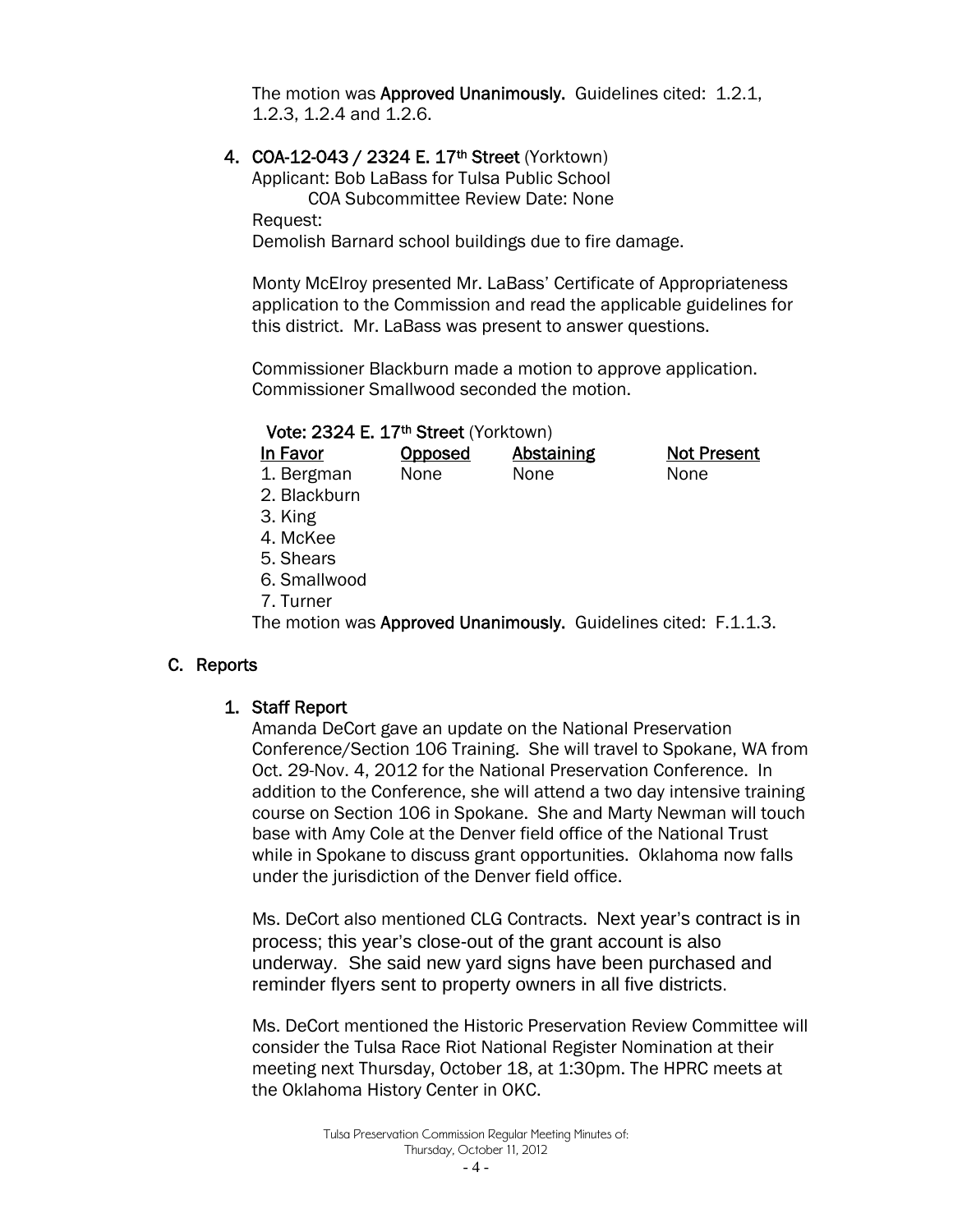The motion was **Approved Unanimously.** Guidelines cited: 1.2.1, 1.2.3, 1.2.4 and 1.2.6.

4. **COA-12-043 / 2324 E. 17th Street** (Yorktown)
   Applicant: Bob LaBass for Tulsa Public School
   COA Subcommittee Review Date: None
   Request:
   Demolish Barnard school buildings due to fire damage.

   Monty McElroy presented Mr. LaBass' Certificate of Appropriateness application to the Commission and read the applicable guidelines for this district. Mr. LaBass was present to answer questions.

   Commissioner Blackburn made a motion to approve application. Commissioner Smallwood seconded the motion.

   **Vote: 2324 E. 17th Street** (Yorktown)

   | In Favor | Opposed | Abstaining | Not Present |
   |---|---|---|---|
   | 1. Bergman | None | None | None |
   | 2. Blackburn | | | |
   | 3. King | | | |
   | 4. McKee | | | |
   | 5. Shears | | | |
   | 6. Smallwood | | | |
   | 7. Turner | | | |

   The motion was **Approved Unanimously.** Guidelines cited: F.1.1.3.

## C. Reports

### 1. Staff Report

Amanda DeCort gave an update on the National Preservation Conference/Section 106 Training. She will travel to Spokane, WA from Oct. 29-Nov. 4, 2012 for the National Preservation Conference. In addition to the Conference, she will attend a two day intensive training course on Section 106 in Spokane. She and Marty Newman will touch base with Amy Cole at the Denver field office of the National Trust while in Spokane to discuss grant opportunities. Oklahoma now falls under the jurisdiction of the Denver field office.

Ms. DeCort also mentioned CLG Contracts. Next year's contract is in process; this year's close-out of the grant account is also underway. She said new yard signs have been purchased and reminder flyers sent to property owners in all five districts.

Ms. DeCort mentioned the Historic Preservation Review Committee will consider the Tulsa Race Riot National Register Nomination at their meeting next Thursday, October 18, at 1:30pm. The HPRC meets at the Oklahoma History Center in OKC.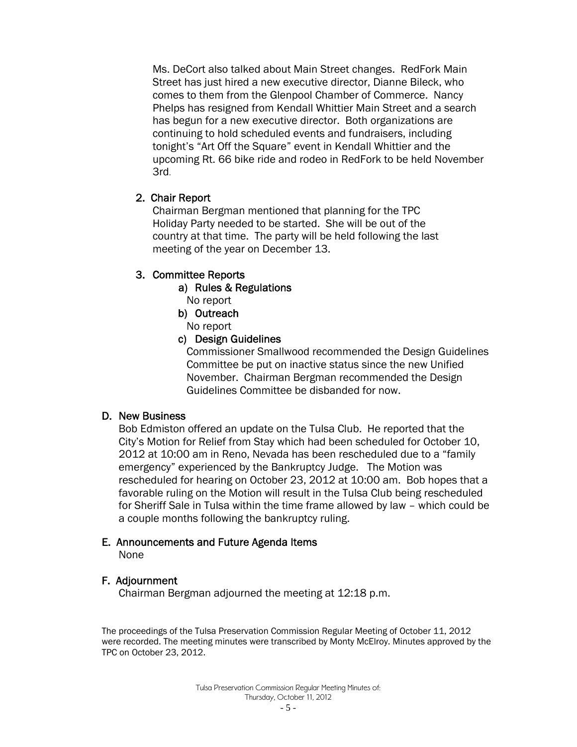Ms. DeCort also talked about Main Street changes. RedFork Main Street has just hired a new executive director, Dianne Bileck, who comes to them from the Glenpool Chamber of Commerce. Nancy Phelps has resigned from Kendall Whittier Main Street and a search has begun for a new executive director. Both organizations are continuing to hold scheduled events and fundraisers, including tonight's "Art Off the Square" event in Kendall Whittier and the upcoming Rt. 66 bike ride and rodeo in RedFork to be held November 3rd.

2. **Chair Report**

   Chairman Bergman mentioned that planning for the TPC Holiday Party needed to be started. She will be out of the country at that time. The party will be held following the last meeting of the year on December 13.

3. **Committee Reports**

   a) **Rules & Regulations**

      No report

   b) **Outreach**

      No report

   c) **Design Guidelines**

      Commissioner Smallwood recommended the Design Guidelines Committee be put on inactive status since the new Unified November. Chairman Bergman recommended the Design Guidelines Committee be disbanded for now.

## D. New Business

Bob Edmiston offered an update on the Tulsa Club. He reported that the City's Motion for Relief from Stay which had been scheduled for October 10, 2012 at 10:00 am in Reno, Nevada has been rescheduled due to a "family emergency" experienced by the Bankruptcy Judge. The Motion was rescheduled for hearing on October 23, 2012 at 10:00 am. Bob hopes that a favorable ruling on the Motion will result in the Tulsa Club being rescheduled for Sheriff Sale in Tulsa within the time frame allowed by law – which could be a couple months following the bankruptcy ruling.

## E. Announcements and Future Agenda Items

None

## F. Adjournment

Chairman Bergman adjourned the meeting at 12:18 p.m.

The proceedings of the Tulsa Preservation Commission Regular Meeting of October 11, 2012 were recorded. The meeting minutes were transcribed by Monty McElroy. Minutes approved by the TPC on October 23, 2012.